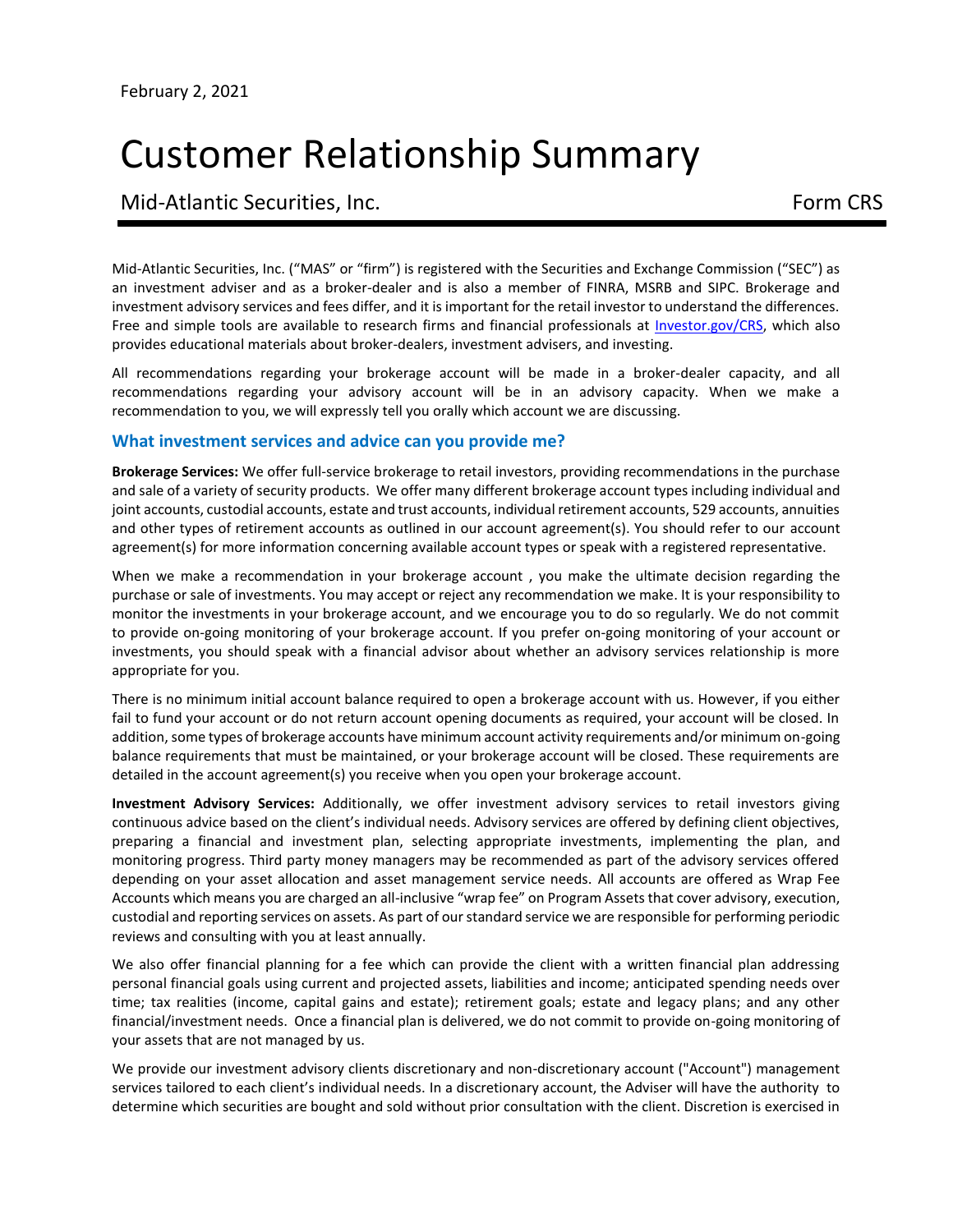February 2, 2021

# Customer Relationship Summary

Mid-Atlantic Securities, Inc. Form CRS

Mid-Atlantic Securities, Inc. ("MAS" or "firm") is registered with the Securities and Exchange Commission ("SEC") as an investment adviser and as a broker-dealer and is also a member of FINRA, MSRB and SIPC. Brokerage and investment advisory services and fees differ, and it is important for the retail investor to understand the differences. Free and simple tools are available to research firms and financial professionals at Investor.gov/CRS, which also provides educational materials about broker-dealers, investment advisers, and investing.

All recommendations regarding your brokerage account will be made in a broker-dealer capacity, and all recommendations regarding your advisory account will be in an advisory capacity. When we make a recommendation to you, we will expressly tell you orally which account we are discussing.

## What investment services and advice can you provide me?

**Brokerage Services:** We offer full-service brokerage to retail investors, providing recommendations in the purchase and sale of a variety of security products. We offer many different brokerage account types including individual and joint accounts, custodial accounts, estate and trust accounts, individual retirement accounts, 529 accounts, annuities and other types of retirement accounts as outlined in our account agreement(s). You should refer to our account agreement(s) for more information concerning available account types or speak with a registered representative.

When we make a recommendation in your brokerage account , you make the ultimate decision regarding the purchase or sale of investments. You may accept or reject any recommendation we make. It is your responsibility to monitor the investments in your brokerage account, and we encourage you to do so regularly. We do not commit to provide on-going monitoring of your brokerage account. If you prefer on-going monitoring of your account or investments, you should speak with a financial advisor about whether an advisory services relationship is more appropriate for you.

There is no minimum initial account balance required to open a brokerage account with us. However, if you either fail to fund your account or do not return account opening documents as required, your account will be closed. In addition, some types of brokerage accounts have minimum account activity requirements and/or minimum on-going balance requirements that must be maintained, or your brokerage account will be closed. These requirements are detailed in the account agreement(s) you receive when you open your brokerage account.

**Investment Advisory Services:** Additionally, we offer investment advisory services to retail investors giving continuous advice based on the client's individual needs. Advisory services are offered by defining client objectives, preparing a financial and investment plan, selecting appropriate investments, implementing the plan, and monitoring progress. Third party money managers may be recommended as part of the advisory services offered depending on your asset allocation and asset management service needs. All accounts are offered as Wrap Fee Accounts which means you are charged an all-inclusive "wrap fee" on Program Assets that cover advisory, execution, custodial and reporting services on assets. As part of our standard service we are responsible for performing periodic reviews and consulting with you at least annually.

We also offer financial planning for a fee which can provide the client with a written financial plan addressing personal financial goals using current and projected assets, liabilities and income; anticipated spending needs over time; tax realities (income, capital gains and estate); retirement goals; estate and legacy plans; and any other financial/investment needs. Once a financial plan is delivered, we do not commit to provide on-going monitoring of your assets that are not managed by us.

We provide our investment advisory clients discretionary and non-discretionary account ("Account") management services tailored to each client's individual needs. In a discretionary account, the Adviser will have the authority to determine which securities are bought and sold without prior consultation with the client. Discretion is exercised in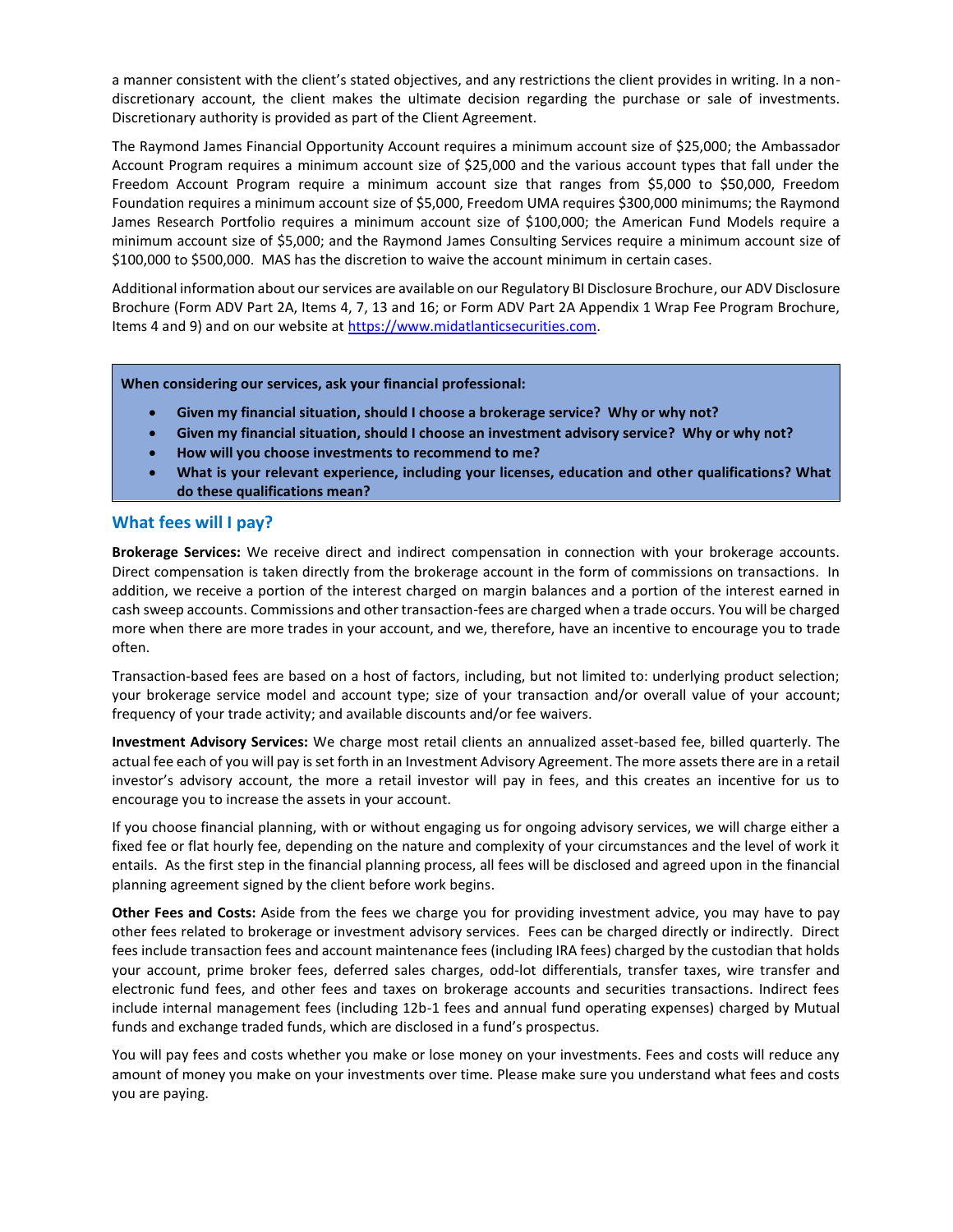a manner consistent with the client's stated objectives, and any restrictions the client provides in writing. In a non-discretionary account, the client makes the ultimate decision regarding the purchase or sale of investments. Discretionary authority is provided as part of the Client Agreement.

The Raymond James Financial Opportunity Account requires a minimum account size of $25,000; the Ambassador Account Program requires a minimum account size of $25,000 and the various account types that fall under the Freedom Account Program require a minimum account size that ranges from $5,000 to $50,000, Freedom Foundation requires a minimum account size of $5,000, Freedom UMA requires $300,000 minimums; the Raymond James Research Portfolio requires a minimum account size of $100,000; the American Fund Models require a minimum account size of $5,000; and the Raymond James Consulting Services require a minimum account size of $100,000 to $500,000. MAS has the discretion to waive the account minimum in certain cases.

Additional information about our services are available on our Regulatory BI Disclosure Brochure, our ADV Disclosure Brochure (Form ADV Part 2A, Items 4, 7, 13 and 16; or Form ADV Part 2A Appendix 1 Wrap Fee Program Brochure, Items 4 and 9) and on our website at https://www.midatlanticsecurities.com.

**When considering our services, ask your financial professional:**

- **Given my financial situation, should I choose a brokerage service? Why or why not?**
- **Given my financial situation, should I choose an investment advisory service? Why or why not?**
- **How will you choose investments to recommend to me?**
- **What is your relevant experience, including your licenses, education and other qualifications? What do these qualifications mean?**

## What fees will I pay?

**Brokerage Services:** We receive direct and indirect compensation in connection with your brokerage accounts. Direct compensation is taken directly from the brokerage account in the form of commissions on transactions. In addition, we receive a portion of the interest charged on margin balances and a portion of the interest earned in cash sweep accounts. Commissions and other transaction-fees are charged when a trade occurs. You will be charged more when there are more trades in your account, and we, therefore, have an incentive to encourage you to trade often.

Transaction-based fees are based on a host of factors, including, but not limited to: underlying product selection; your brokerage service model and account type; size of your transaction and/or overall value of your account; frequency of your trade activity; and available discounts and/or fee waivers.

**Investment Advisory Services:** We charge most retail clients an annualized asset-based fee, billed quarterly. The actual fee each of you will pay is set forth in an Investment Advisory Agreement. The more assets there are in a retail investor's advisory account, the more a retail investor will pay in fees, and this creates an incentive for us to encourage you to increase the assets in your account.

If you choose financial planning, with or without engaging us for ongoing advisory services, we will charge either a fixed fee or flat hourly fee, depending on the nature and complexity of your circumstances and the level of work it entails. As the first step in the financial planning process, all fees will be disclosed and agreed upon in the financial planning agreement signed by the client before work begins.

**Other Fees and Costs:** Aside from the fees we charge you for providing investment advice, you may have to pay other fees related to brokerage or investment advisory services. Fees can be charged directly or indirectly. Direct fees include transaction fees and account maintenance fees (including IRA fees) charged by the custodian that holds your account, prime broker fees, deferred sales charges, odd-lot differentials, transfer taxes, wire transfer and electronic fund fees, and other fees and taxes on brokerage accounts and securities transactions. Indirect fees include internal management fees (including 12b-1 fees and annual fund operating expenses) charged by Mutual funds and exchange traded funds, which are disclosed in a fund's prospectus.

You will pay fees and costs whether you make or lose money on your investments. Fees and costs will reduce any amount of money you make on your investments over time. Please make sure you understand what fees and costs you are paying.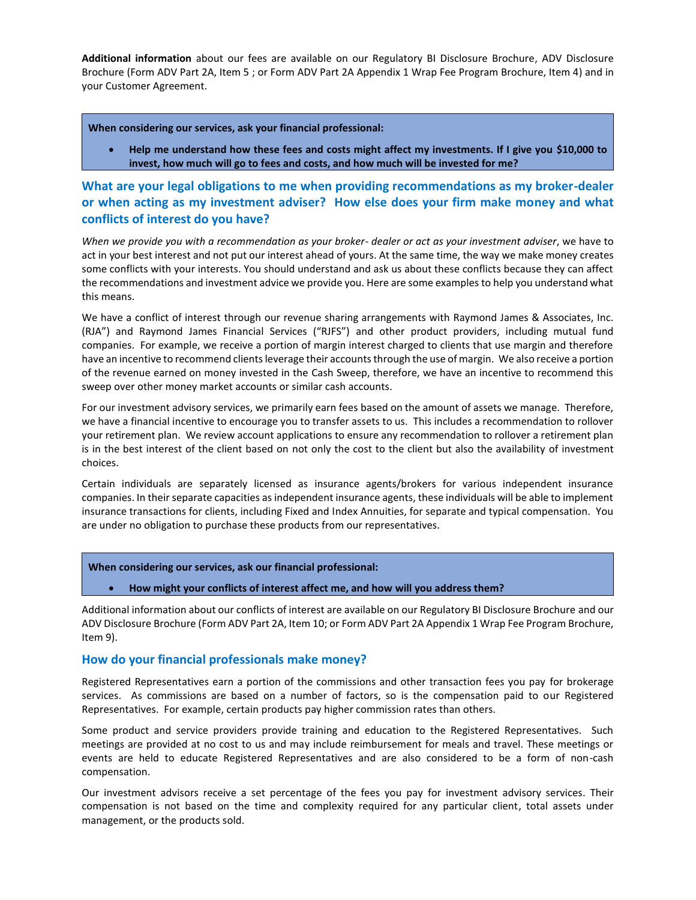**Additional information** about our fees are available on our Regulatory BI Disclosure Brochure, ADV Disclosure Brochure (Form ADV Part 2A, Item 5 ; or Form ADV Part 2A Appendix 1 Wrap Fee Program Brochure, Item 4) and in your Customer Agreement.

> **When considering our services, ask your financial professional:**
>
> - **Help me understand how these fees and costs might affect my investments. If I give you $10,000 to invest, how much will go to fees and costs, and how much will be invested for me?**

## What are your legal obligations to me when providing recommendations as my broker-dealer or when acting as my investment adviser? How else does your firm make money and what conflicts of interest do you have?

*When we provide you with a recommendation as your broker- dealer or act as your investment adviser*, we have to act in your best interest and not put our interest ahead of yours. At the same time, the way we make money creates some conflicts with your interests. You should understand and ask us about these conflicts because they can affect the recommendations and investment advice we provide you. Here are some examples to help you understand what this means.

We have a conflict of interest through our revenue sharing arrangements with Raymond James & Associates, Inc. (RJA") and Raymond James Financial Services ("RJFS") and other product providers, including mutual fund companies. For example, we receive a portion of margin interest charged to clients that use margin and therefore have an incentive to recommend clients leverage their accounts through the use of margin. We also receive a portion of the revenue earned on money invested in the Cash Sweep, therefore, we have an incentive to recommend this sweep over other money market accounts or similar cash accounts.

For our investment advisory services, we primarily earn fees based on the amount of assets we manage. Therefore, we have a financial incentive to encourage you to transfer assets to us. This includes a recommendation to rollover your retirement plan. We review account applications to ensure any recommendation to rollover a retirement plan is in the best interest of the client based on not only the cost to the client but also the availability of investment choices.

Certain individuals are separately licensed as insurance agents/brokers for various independent insurance companies. In their separate capacities as independent insurance agents, these individuals will be able to implement insurance transactions for clients, including Fixed and Index Annuities, for separate and typical compensation. You are under no obligation to purchase these products from our representatives.

> **When considering our services, ask our financial professional:**
>
> - **How might your conflicts of interest affect me, and how will you address them?**

Additional information about our conflicts of interest are available on our Regulatory BI Disclosure Brochure and our ADV Disclosure Brochure (Form ADV Part 2A, Item 10; or Form ADV Part 2A Appendix 1 Wrap Fee Program Brochure, Item 9).

## How do your financial professionals make money?

Registered Representatives earn a portion of the commissions and other transaction fees you pay for brokerage services. As commissions are based on a number of factors, so is the compensation paid to our Registered Representatives. For example, certain products pay higher commission rates than others.

Some product and service providers provide training and education to the Registered Representatives. Such meetings are provided at no cost to us and may include reimbursement for meals and travel. These meetings or events are held to educate Registered Representatives and are also considered to be a form of non-cash compensation.

Our investment advisors receive a set percentage of the fees you pay for investment advisory services. Their compensation is not based on the time and complexity required for any particular client, total assets under management, or the products sold.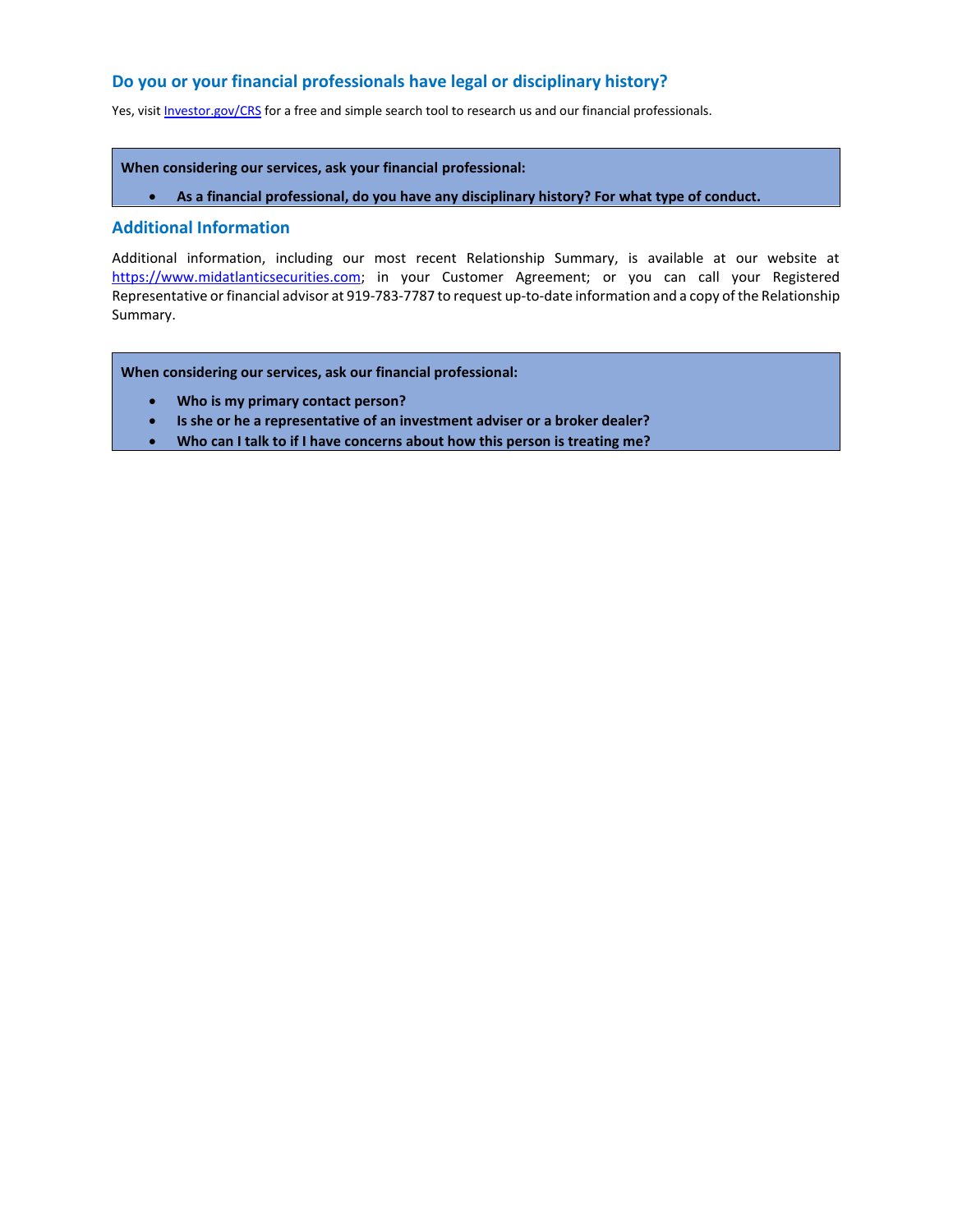## Do you or your financial professionals have legal or disciplinary history?

Yes, visit [Investor.gov/CRS](Investor.gov/CRS) for a free and simple search tool to research us and our financial professionals.

**When considering our services, ask your financial professional:**

- **As a financial professional, do you have any disciplinary history? For what type of conduct.**

## Additional Information

Additional information, including our most recent Relationship Summary, is available at our website at [https://www.midatlanticsecurities.com](https://www.midatlanticsecurities.com); in your Customer Agreement; or you can call your Registered Representative or financial advisor at 919-783-7787 to request up-to-date information and a copy of the Relationship Summary.

**When considering our services, ask our financial professional:**

- **Who is my primary contact person?**
- **Is she or he a representative of an investment adviser or a broker dealer?**
- **Who can I talk to if I have concerns about how this person is treating me?**